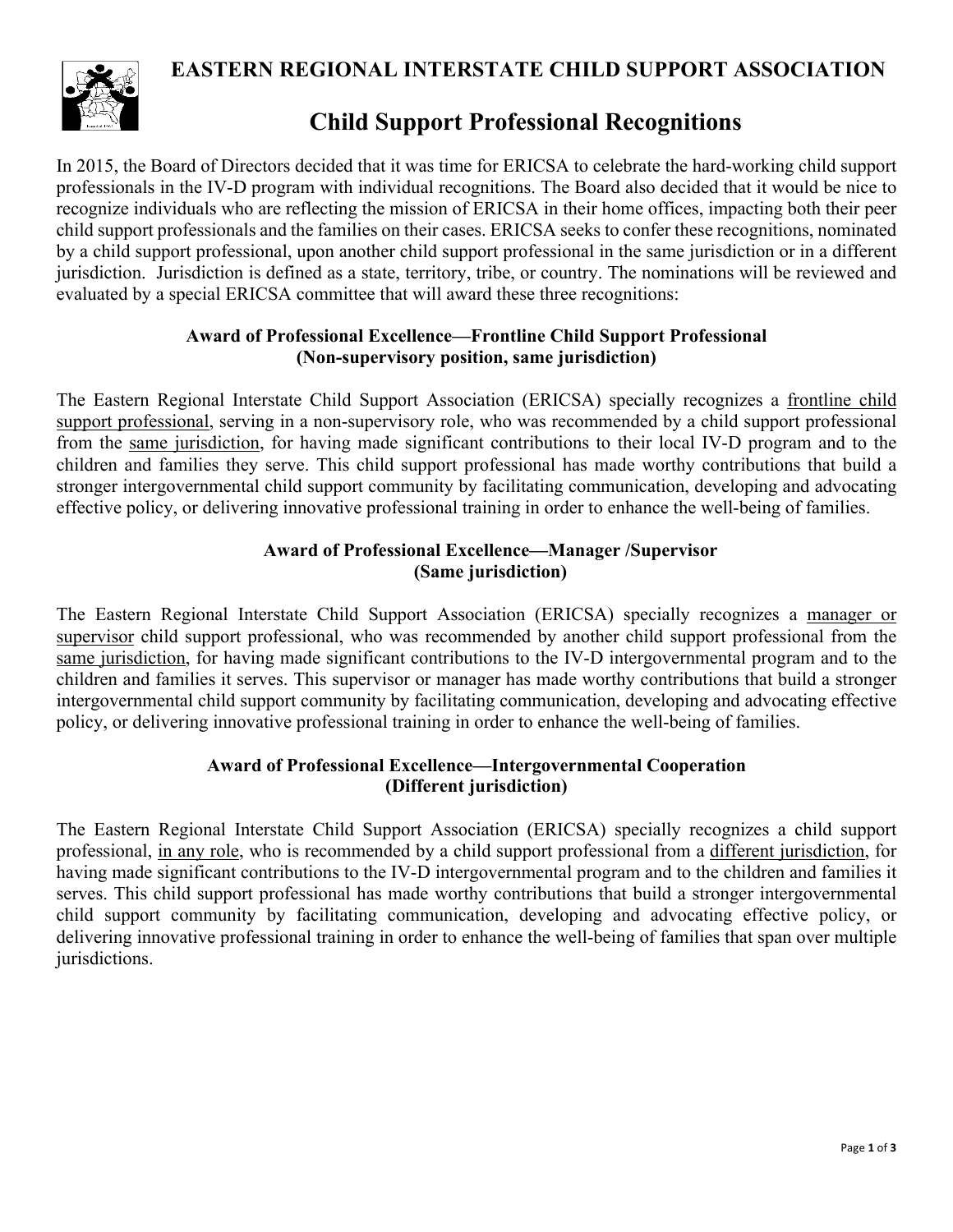# EASTERN REGIONAL INTERSTATE CHILD SUPPORT ASSOCIATION

## Child Support Professional Recognitions

In 2015, the Board of Directors decided that it was time for ERICSA to celebrate the hard-working child support professionals in the IV-D program with individual recognitions. The Board also decided that it would be nice to recognize individuals who are reflecting the mission of ERICSA in their home offices, impacting both their peer child support professionals and the families on their cases. ERICSA seeks to confer these recognitions, nominated by a child support professional, upon another child support professional in the same jurisdiction or in a different jurisdiction. Jurisdiction is defined as a state, territory, tribe, or country. The nominations will be reviewed and evaluated by a special ERICSA committee that will award these three recognitions:

### Award of Professional Excellence—Frontline Child Support Professional (Non-supervisory position, same jurisdiction)

The Eastern Regional Interstate Child Support Association (ERICSA) specially recognizes a frontline child support professional, serving in a non-supervisory role, who was recommended by a child support professional from the same jurisdiction, for having made significant contributions to their local IV-D program and to the children and families they serve. This child support professional has made worthy contributions that build a stronger intergovernmental child support community by facilitating communication, developing and advocating effective policy, or delivering innovative professional training in order to enhance the well-being of families.

### Award of Professional Excellence—Manager /Supervisor (Same jurisdiction)

The Eastern Regional Interstate Child Support Association (ERICSA) specially recognizes a manager or supervisor child support professional, who was recommended by another child support professional from the same jurisdiction, for having made significant contributions to the IV-D intergovernmental program and to the children and families it serves. This supervisor or manager has made worthy contributions that build a stronger intergovernmental child support community by facilitating communication, developing and advocating effective policy, or delivering innovative professional training in order to enhance the well-being of families.

### Award of Professional Excellence—Intergovernmental Cooperation (Different jurisdiction)

The Eastern Regional Interstate Child Support Association (ERICSA) specially recognizes a child support professional, in any role, who is recommended by a child support professional from a different jurisdiction, for having made significant contributions to the IV-D intergovernmental program and to the children and families it serves. This child support professional has made worthy contributions that build a stronger intergovernmental child support community by facilitating communication, developing and advocating effective policy, or delivering innovative professional training in order to enhance the well-being of families that span over multiple jurisdictions.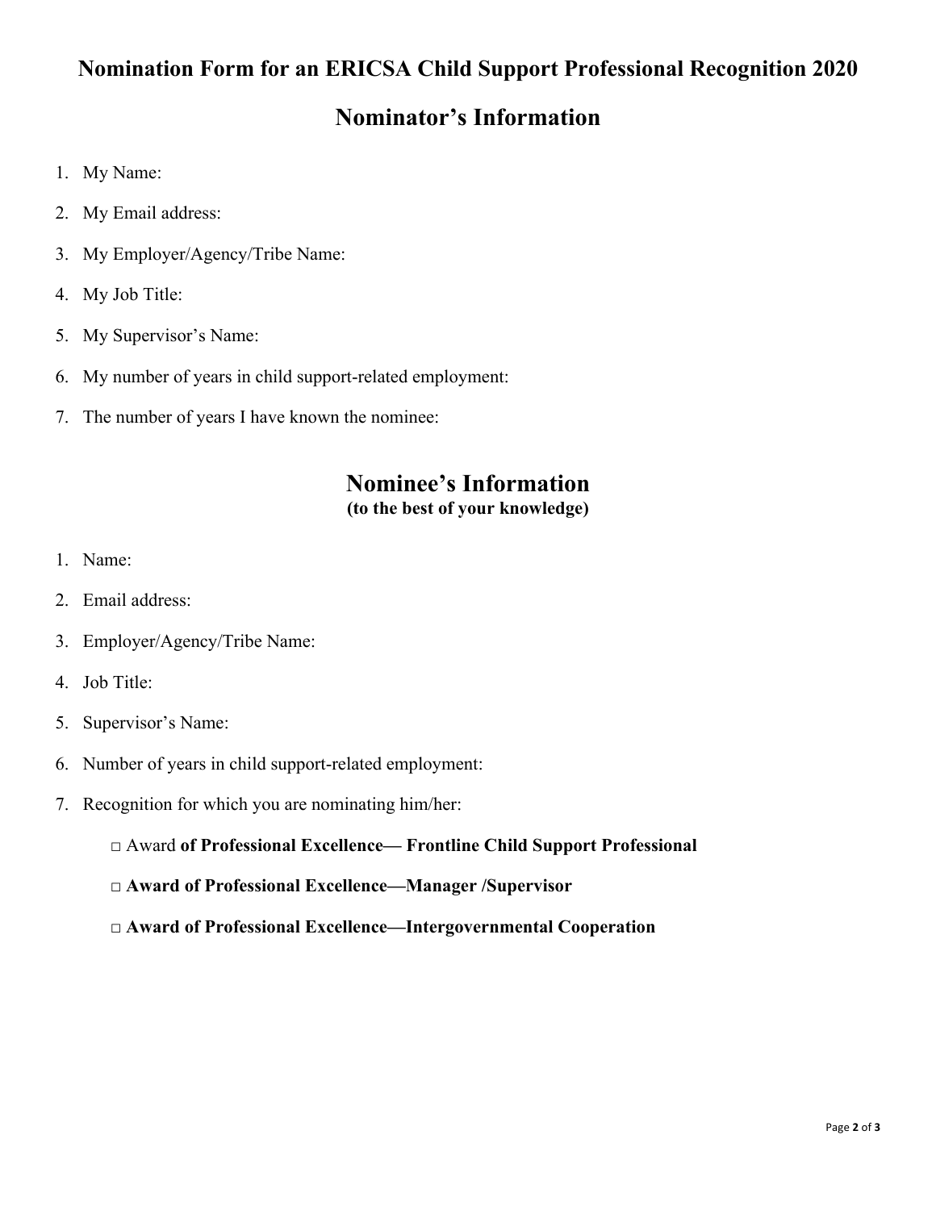# Nomination Form for an ERICSA Child Support Professional Recognition 2020

## Nominator's Information

1. My Name:
2. My Email address:
3. My Employer/Agency/Tribe Name:
4. My Job Title:
5. My Supervisor's Name:
6. My number of years in child support-related employment:
7. The number of years I have known the nominee:

## Nominee's Information

**(to the best of your knowledge)**

1. Name:
2. Email address:
3. Employer/Agency/Tribe Name:
4. Job Title:
5. Supervisor's Name:
6. Number of years in child support-related employment:
7. Recognition for which you are nominating him/her:

    □ Award **of Professional Excellence— Frontline Child Support Professional**

    □ **Award of Professional Excellence—Manager /Supervisor**

    □ **Award of Professional Excellence—Intergovernmental Cooperation**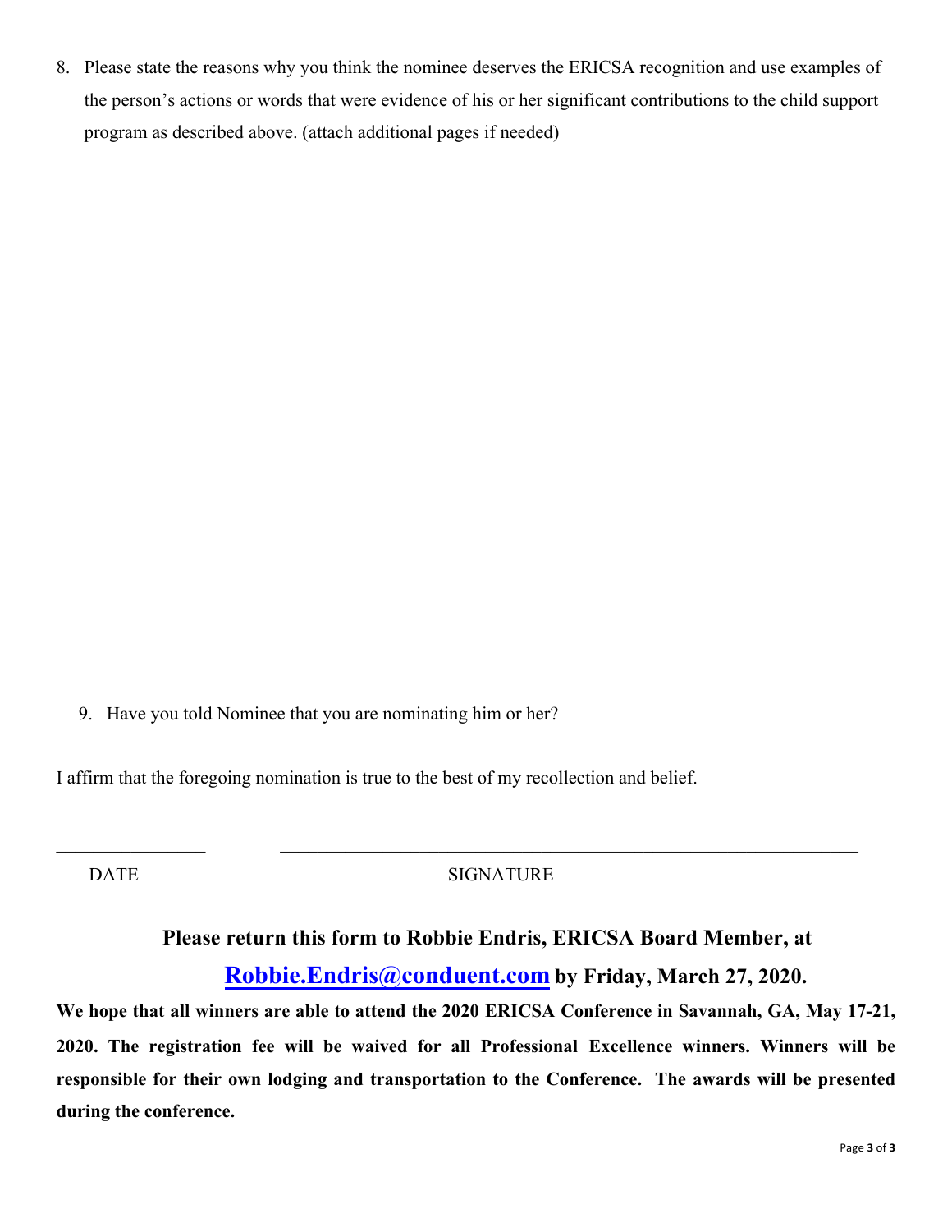8. Please state the reasons why you think the nominee deserves the ERICSA recognition and use examples of the person's actions or words that were evidence of his or her significant contributions to the child support program as described above. (attach additional pages if needed)

9. Have you told Nominee that you are nominating him or her?

I affirm that the foregoing nomination is true to the best of my recollection and belief.

\_\_\_\_\_\_\_\_\_\_\_\_\_\_\_\_ \_\_\_\_\_\_\_\_\_\_\_\_\_\_\_\_\_\_\_\_\_\_\_\_\_\_\_\_\_\_\_\_\_\_\_\_\_\_\_\_\_\_\_\_\_\_\_\_\_\_\_\_\_\_\_\_

DATE SIGNATURE

**Please return this form to Robbie Endris, ERICSA Board Member, at [Robbie.Endris@conduent.com](mailto:Robbie.Endris@conduent.com) by Friday, March 27, 2020.**

**We hope that all winners are able to attend the 2020 ERICSA Conference in Savannah, GA, May 17-21, 2020. The registration fee will be waived for all Professional Excellence winners. Winners will be responsible for their own lodging and transportation to the Conference. The awards will be presented during the conference.**